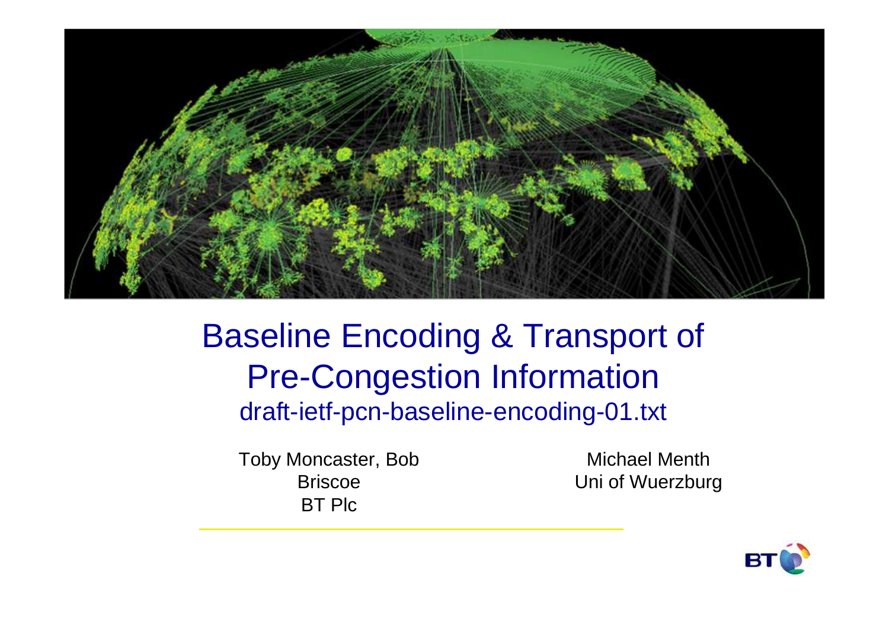# Baseline Encoding & Transport of Pre-Congestion Information

## draft-ietf-pcn-baseline-encoding-01.txt

Toby Moncaster, Bob Briscoe
BT Plc

Michael Menth
Uni of Wuerzburg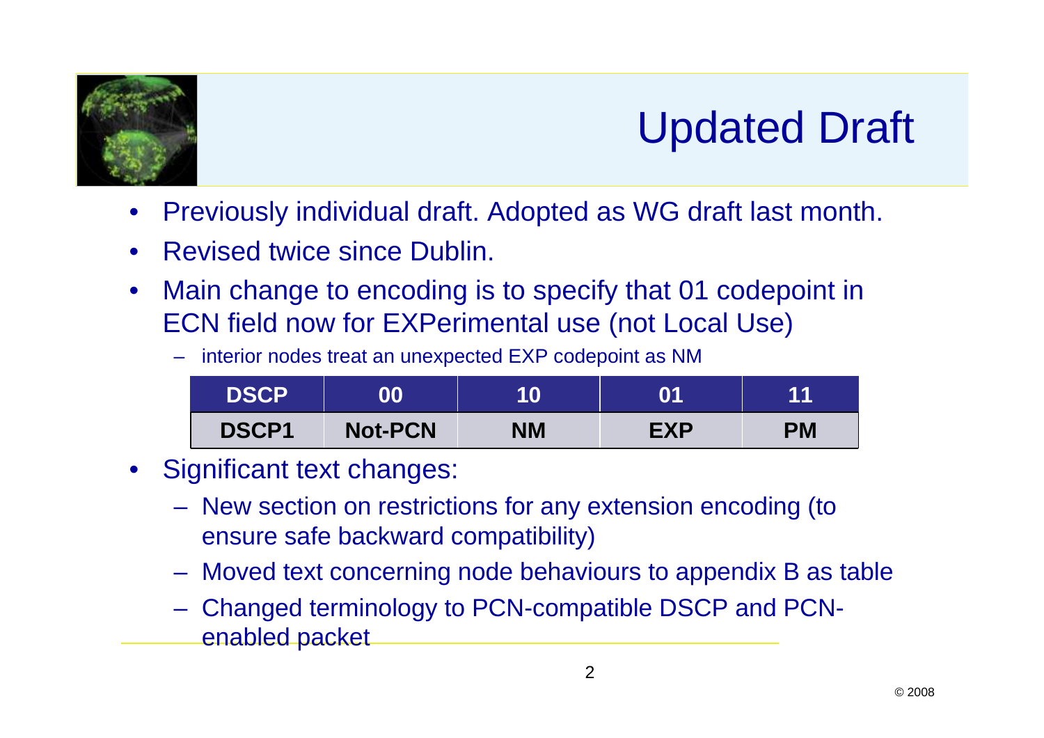# Updated Draft

- Previously individual draft. Adopted as WG draft last month.
- Revised twice since Dublin.
- Main change to encoding is to specify that 01 codepoint in ECN field now for EXPerimental use (not Local Use)
  - interior nodes treat an unexpected EXP codepoint as NM

| DSCP | 00 | 10 | 01 | 11 |
|---|---|---|---|---|
| DSCP1 | Not-PCN | NM | EXP | PM |

- Significant text changes:
  - New section on restrictions for any extension encoding (to ensure safe backward compatibility)
  - Moved text concerning node behaviours to appendix B as table
  - Changed terminology to PCN-compatible DSCP and PCN-enabled packet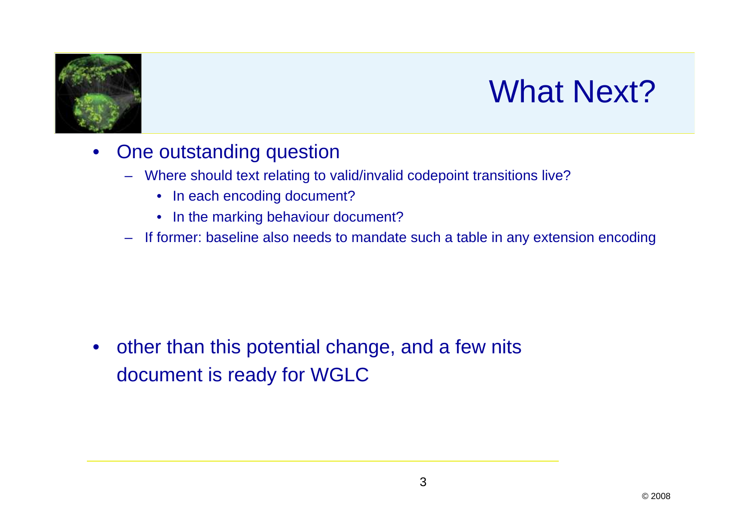# What Next?

- One outstanding question
  - Where should text relating to valid/invalid codepoint transitions live?
    - In each encoding document?
    - In the marking behaviour document?
  - If former: baseline also needs to mandate such a table in any extension encoding

- other than this potential change, and a few nits document is ready for WGLC

© 2008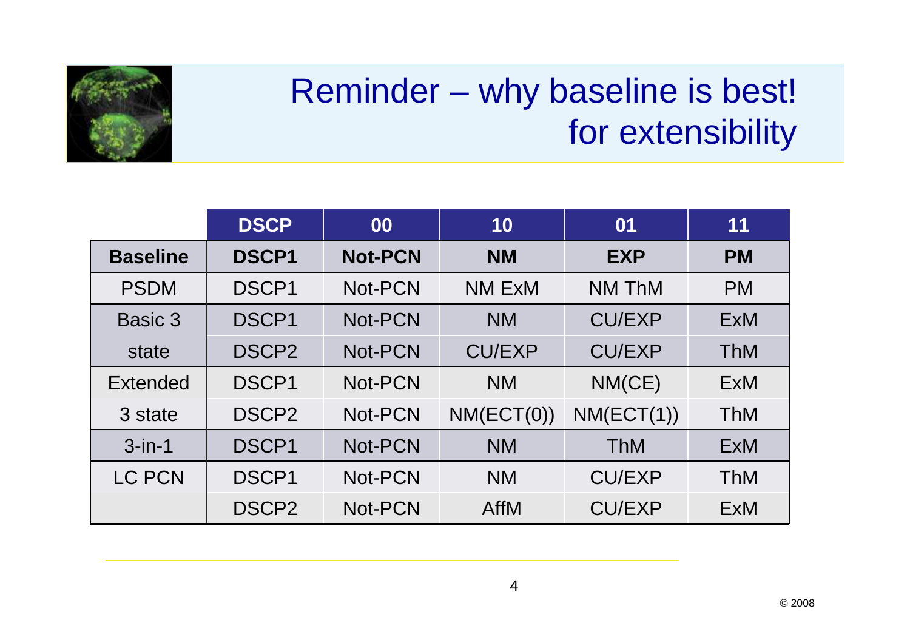# Reminder – why baseline is best! for extensibility

| | DSCP | 00 | 10 | 01 | 11 |
|---|---|---|---|---|---|
| **Baseline** | **DSCP1** | **Not-PCN** | **NM** | **EXP** | **PM** |
| PSDM | DSCP1 | Not-PCN | NM ExM | NM ThM | PM |
| Basic 3 | DSCP1 | Not-PCN | NM | CU/EXP | ExM |
| state | DSCP2 | Not-PCN | CU/EXP | CU/EXP | ThM |
| Extended | DSCP1 | Not-PCN | NM | NM(CE) | ExM |
| 3 state | DSCP2 | Not-PCN | NM(ECT(0)) | NM(ECT(1)) | ThM |
| 3-in-1 | DSCP1 | Not-PCN | NM | ThM | ExM |
| LC PCN | DSCP1 | Not-PCN | NM | CU/EXP | ThM |
| | DSCP2 | Not-PCN | AffM | CU/EXP | ExM |

© 2008